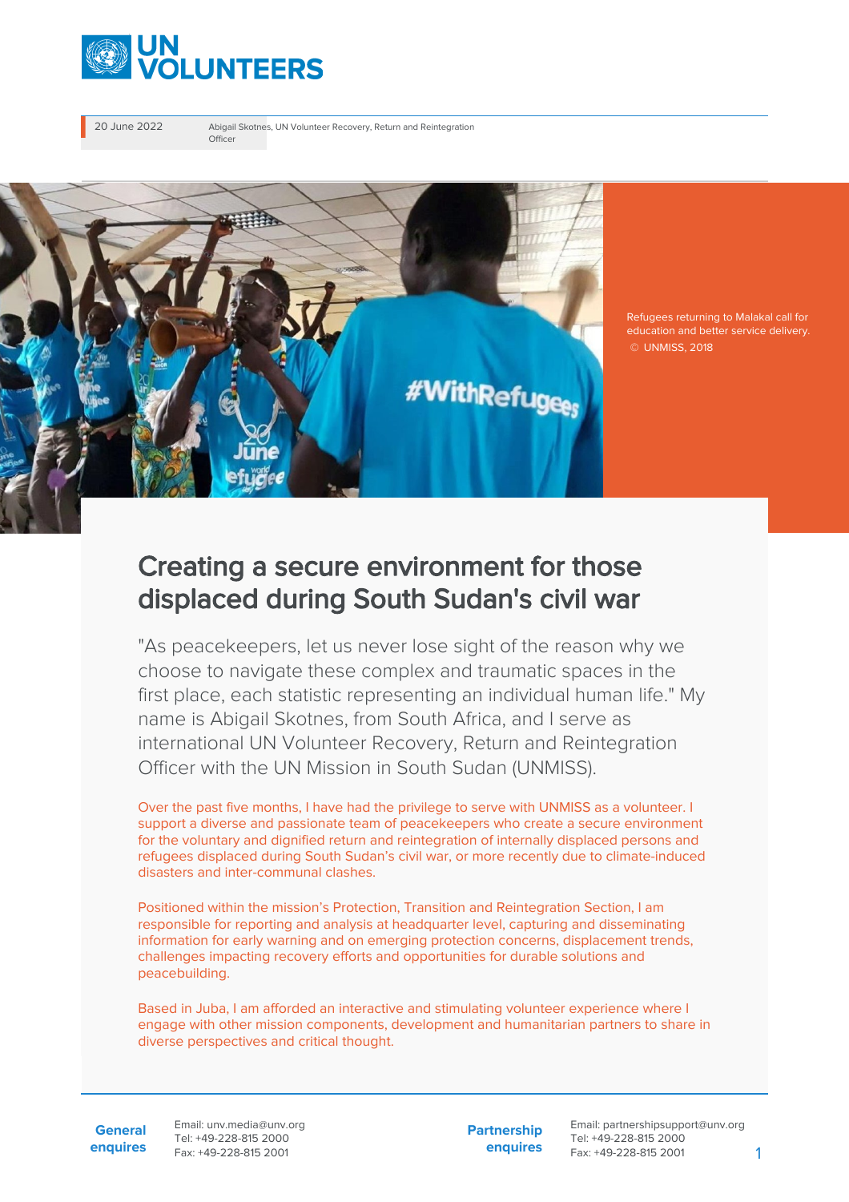20 June 2022

Abigail Skotnes, UN Volunteer Recovery, Return and Reintegration Officer

Refugees returning to Malakal call for education and better service delivery. © UNMISS, 2018

# Creating a secure environment for those displaced during South Sudan's civil war

"As peacekeepers, let us never lose sight of the reason why we choose to navigate these complex and traumatic spaces in the first place, each statistic representing an individual human life." My name is Abigail Skotnes, from South Africa, and I serve as international UN Volunteer Recovery, Return and Reintegration Officer with the UN Mission in South Sudan (UNMISS).

Over the past five months, I have had the privilege to serve with UNMISS as a volunteer. I support a diverse and passionate team of peacekeepers who create a secure environment for the voluntary and dignified return and reintegration of internally displaced persons and refugees displaced during South Sudan's civil war, or more recently due to climate-induced disasters and inter-communal clashes.

Positioned within the mission's Protection, Transition and Reintegration Section, I am responsible for reporting and analysis at headquarter level, capturing and disseminating information for early warning and on emerging protection concerns, displacement trends, challenges impacting recovery efforts and opportunities for durable solutions and peacebuilding.

Based in Juba, I am afforded an interactive and stimulating volunteer experience where I engage with other mission components, development and humanitarian partners to share in diverse perspectives and critical thought.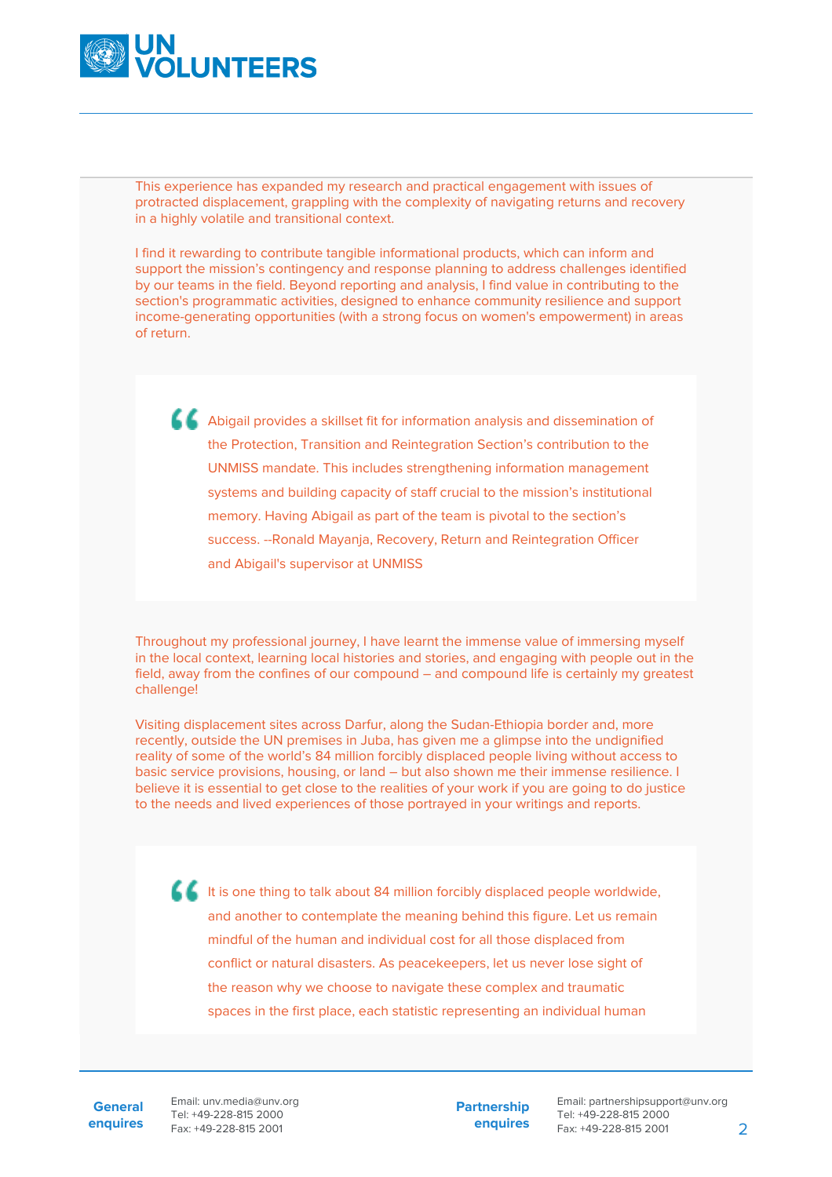This experience has expanded my research and practical engagement with issues of protracted displacement, grappling with the complexity of navigating returns and recovery in a highly volatile and transitional context.

I find it rewarding to contribute tangible informational products, which can inform and support the mission's contingency and response planning to address challenges identified by our teams in the field. Beyond reporting and analysis, I find value in contributing to the section's programmatic activities, designed to enhance community resilience and support income-generating opportunities (with a strong focus on women's empowerment) in areas of return.

> Abigail provides a skillset fit for information analysis and dissemination of the Protection, Transition and Reintegration Section's contribution to the UNMISS mandate. This includes strengthening information management systems and building capacity of staff crucial to the mission's institutional memory. Having Abigail as part of the team is pivotal to the section's success. --Ronald Mayanja, Recovery, Return and Reintegration Officer and Abigail's supervisor at UNMISS

Throughout my professional journey, I have learnt the immense value of immersing myself in the local context, learning local histories and stories, and engaging with people out in the field, away from the confines of our compound – and compound life is certainly my greatest challenge!

Visiting displacement sites across Darfur, along the Sudan-Ethiopia border and, more recently, outside the UN premises in Juba, has given me a glimpse into the undignified reality of some of the world's 84 million forcibly displaced people living without access to basic service provisions, housing, or land – but also shown me their immense resilience. I believe it is essential to get close to the realities of your work if you are going to do justice to the needs and lived experiences of those portrayed in your writings and reports.

> It is one thing to talk about 84 million forcibly displaced people worldwide, and another to contemplate the meaning behind this figure. Let us remain mindful of the human and individual cost for all those displaced from conflict or natural disasters. As peacekeepers, let us never lose sight of the reason why we choose to navigate these complex and traumatic spaces in the first place, each statistic representing an individual human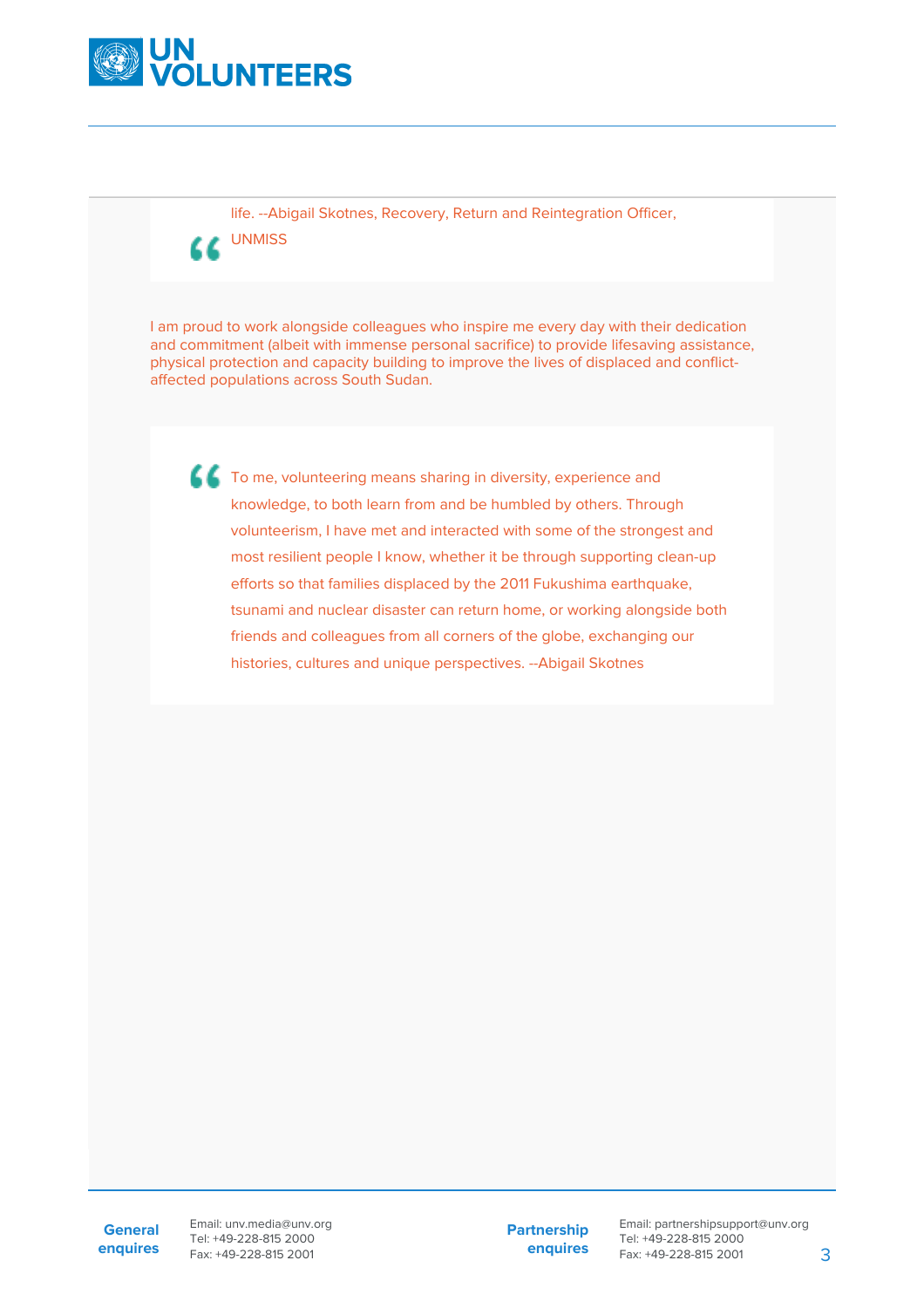> life. --Abigail Skotnes, Recovery, Return and Reintegration Officer, UNMISS

I am proud to work alongside colleagues who inspire me every day with their dedication and commitment (albeit with immense personal sacrifice) to provide lifesaving assistance, physical protection and capacity building to improve the lives of displaced and conflict-affected populations across South Sudan.

> To me, volunteering means sharing in diversity, experience and knowledge, to both learn from and be humbled by others. Through volunteerism, I have met and interacted with some of the strongest and most resilient people I know, whether it be through supporting clean-up efforts so that families displaced by the 2011 Fukushima earthquake, tsunami and nuclear disaster can return home, or working alongside both friends and colleagues from all corners of the globe, exchanging our histories, cultures and unique perspectives. --Abigail Skotnes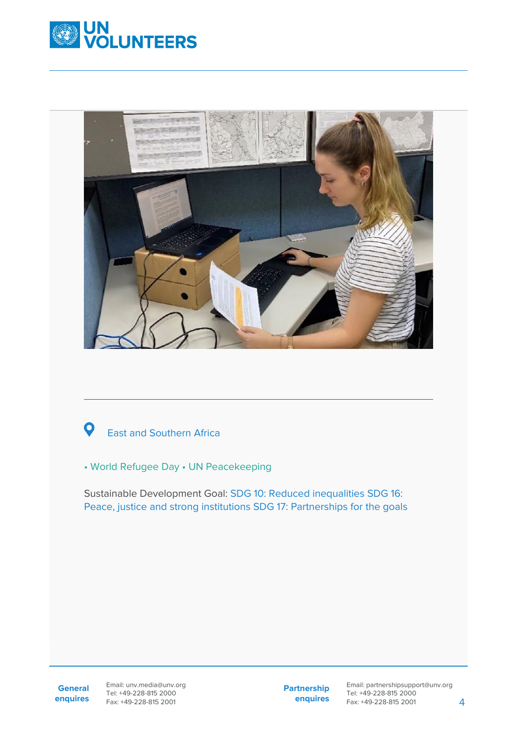East and Southern Africa

• World Refugee Day • UN Peacekeeping

Sustainable Development Goal: SDG 10: Reduced inequalities SDG 16: Peace, justice and strong institutions SDG 17: Partnerships for the goals

**General enquires**
Email: unv.media@unv.org
Tel: +49-228-815 2000
Fax: +49-228-815 2001

**Partnership enquires**
Email: partnershipsupport@unv.org
Tel: +49-228-815 2000
Fax: +49-228-815 2001